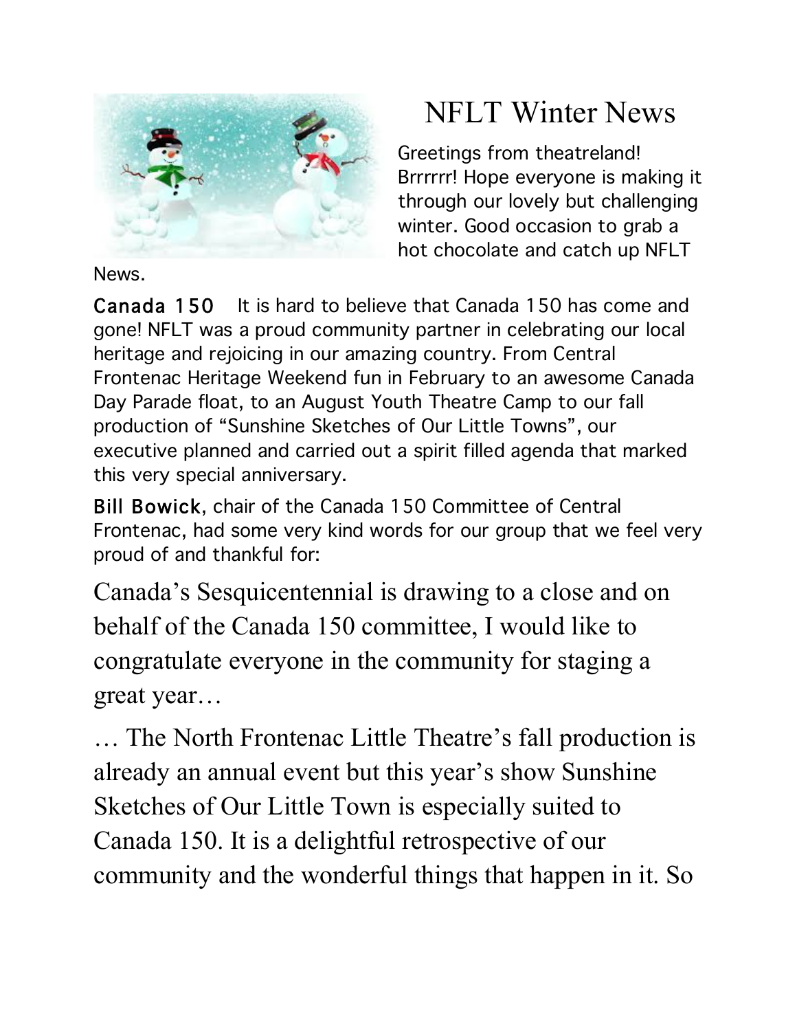# NFLT Winter News

Greetings from theatreland! Brrrrrr! Hope everyone is making it through our lovely but challenging winter. Good occasion to grab a hot chocolate and catch up NFLT News.

**Canada 150** It is hard to believe that Canada 150 has come and gone! NFLT was a proud community partner in celebrating our local heritage and rejoicing in our amazing country. From Central Frontenac Heritage Weekend fun in February to an awesome Canada Day Parade float, to an August Youth Theatre Camp to our fall production of "Sunshine Sketches of Our Little Towns", our executive planned and carried out a spirit filled agenda that marked this very special anniversary.

**Bill Bowick**, chair of the Canada 150 Committee of Central Frontenac, had some very kind words for our group that we feel very proud of and thankful for:

Canada's Sesquicentennial is drawing to a close and on behalf of the Canada 150 committee, I would like to congratulate everyone in the community for staging a great year…

… The North Frontenac Little Theatre's fall production is already an annual event but this year's show Sunshine Sketches of Our Little Town is especially suited to Canada 150. It is a delightful retrospective of our community and the wonderful things that happen in it. So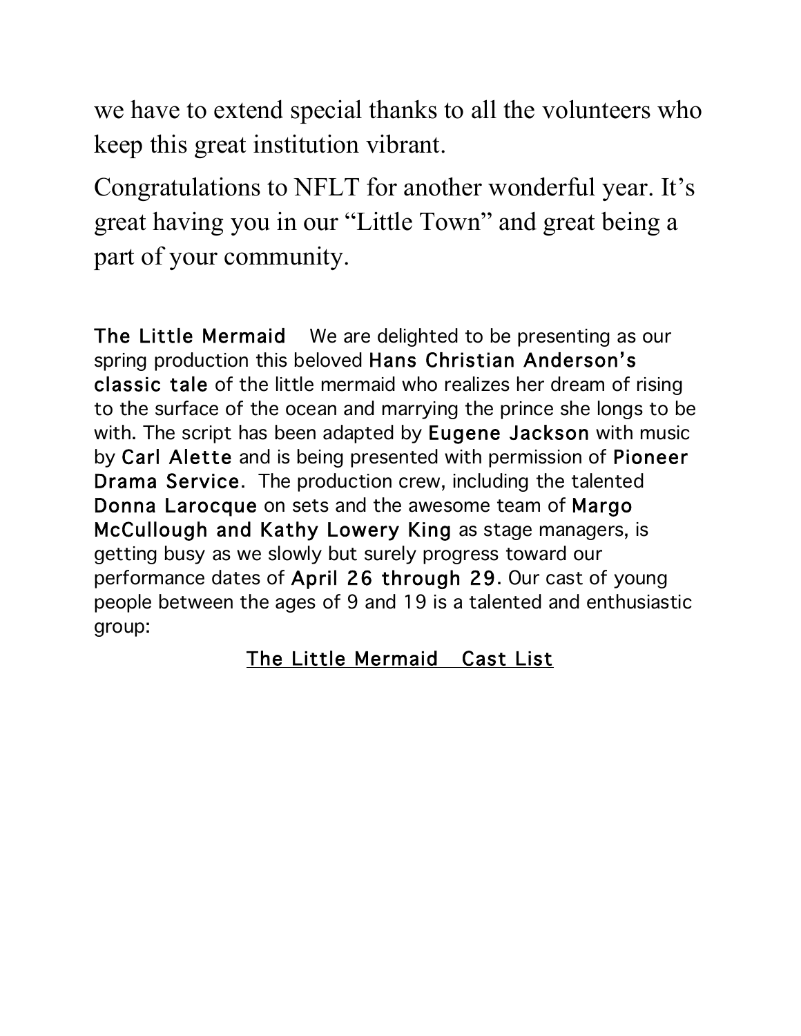we have to extend special thanks to all the volunteers who keep this great institution vibrant.

Congratulations to NFLT for another wonderful year. It's great having you in our "Little Town" and great being a part of your community.

**The Little Mermaid** We are delighted to be presenting as our spring production this beloved **Hans Christian Anderson's classic tale** of the little mermaid who realizes her dream of rising to the surface of the ocean and marrying the prince she longs to be with. The script has been adapted by **Eugene Jackson** with music by **Carl Alette** and is being presented with permission of **Pioneer Drama Service.** The production crew, including the talented **Donna Larocque** on sets and the awesome team of **Margo McCullough and Kathy Lowery King** as stage managers, is getting busy as we slowly but surely progress toward our performance dates of **April 26 through 29.** Our cast of young people between the ages of 9 and 19 is a talented and enthusiastic group:

<u>The Little Mermaid Cast List</u>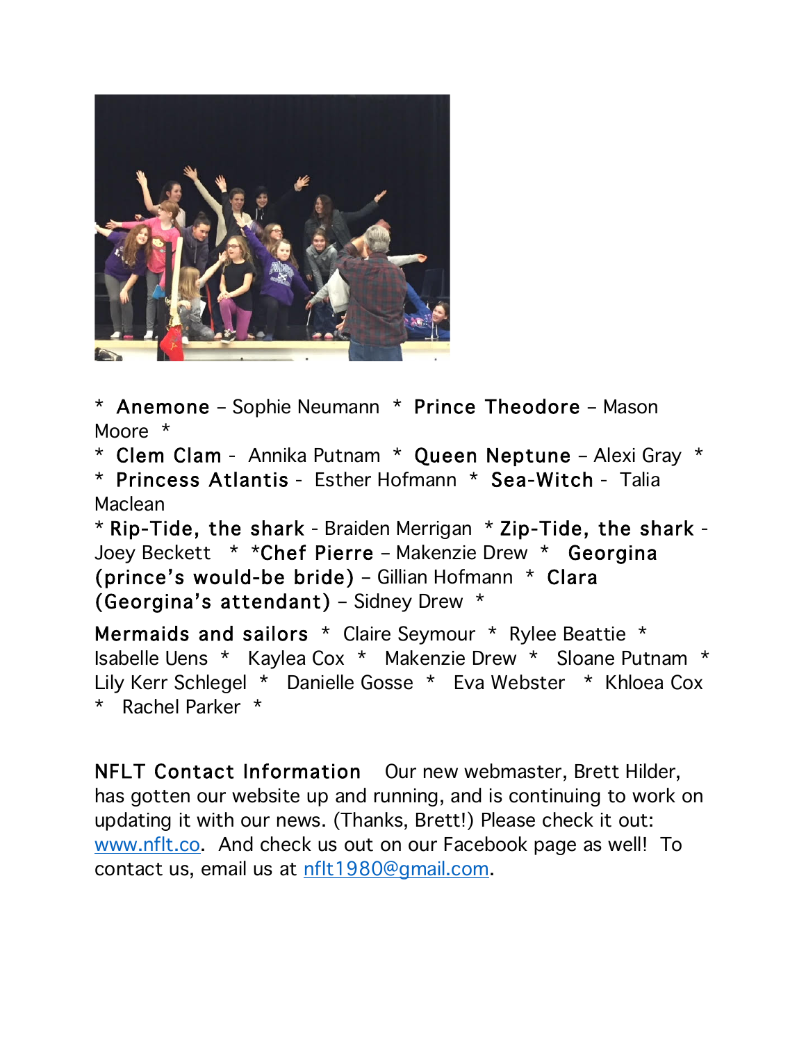* **Anemone** – Sophie Neumann * **Prince Theodore** – Mason Moore *
* **Clem Clam** - Annika Putnam * **Queen Neptune** – Alexi Gray *
* **Princess Atlantis** - Esther Hofmann * **Sea-Witch** - Talia Maclean
* **Rip-Tide, the shark** - Braiden Merrigan * **Zip-Tide, the shark** - Joey Beckett * ***Chef Pierre** – Makenzie Drew * **Georgina (prince's would-be bride)** – Gillian Hofmann * **Clara (Georgina's attendant)** – Sidney Drew *

**Mermaids and sailors** * Claire Seymour * Rylee Beattie * Isabelle Uens * Kaylea Cox * Makenzie Drew * Sloane Putnam * Lily Kerr Schlegel * Danielle Gosse * Eva Webster * Khloea Cox * Rachel Parker *

**NFLT Contact Information** Our new webmaster, Brett Hilder, has gotten our website up and running, and is continuing to work on updating it with our news. (Thanks, Brett!) Please check it out: [www.nflt.co](http://www.nflt.co). And check us out on our Facebook page as well! To contact us, email us at [nflt1980@gmail.com](mailto:nflt1980@gmail.com).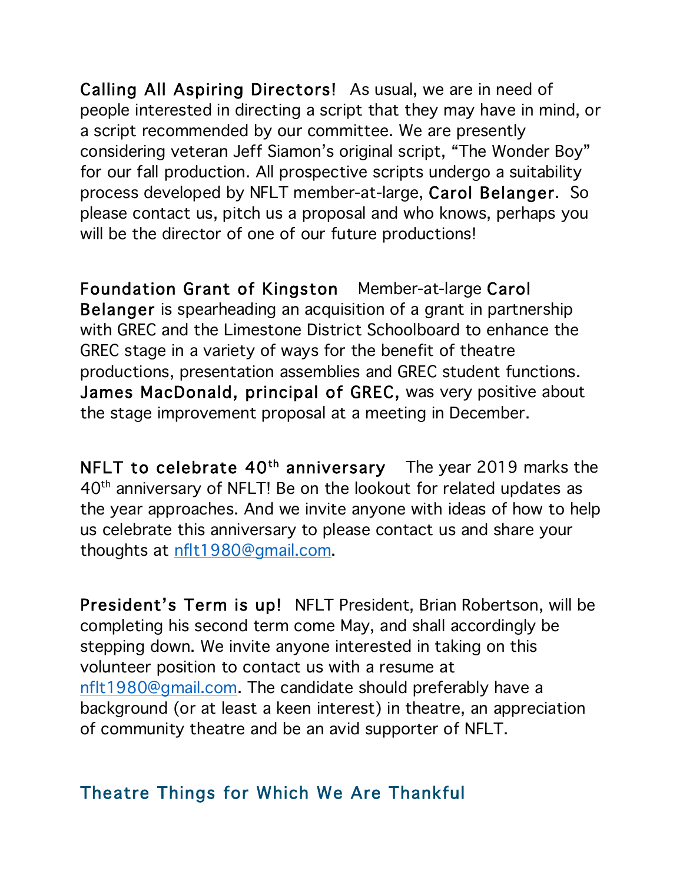**Calling All Aspiring Directors!** As usual, we are in need of people interested in directing a script that they may have in mind, or a script recommended by our committee. We are presently considering veteran Jeff Siamon's original script, "The Wonder Boy" for our fall production. All prospective scripts undergo a suitability process developed by NFLT member-at-large, **Carol Belanger**. So please contact us, pitch us a proposal and who knows, perhaps you will be the director of one of our future productions!

**Foundation Grant of Kingston** Member-at-large **Carol Belanger** is spearheading an acquisition of a grant in partnership with GREC and the Limestone District Schoolboard to enhance the GREC stage in a variety of ways for the benefit of theatre productions, presentation assemblies and GREC student functions. **James MacDonald, principal of GREC,** was very positive about the stage improvement proposal at a meeting in December.

**NFLT to celebrate 40th anniversary** The year 2019 marks the 40th anniversary of NFLT! Be on the lookout for related updates as the year approaches. And we invite anyone with ideas of how to help us celebrate this anniversary to please contact us and share your thoughts at nflt1980@gmail.com.

**President's Term is up!** NFLT President, Brian Robertson, will be completing his second term come May, and shall accordingly be stepping down. We invite anyone interested in taking on this volunteer position to contact us with a resume at nflt1980@gmail.com. The candidate should preferably have a background (or at least a keen interest) in theatre, an appreciation of community theatre and be an avid supporter of NFLT.

## Theatre Things for Which We Are Thankful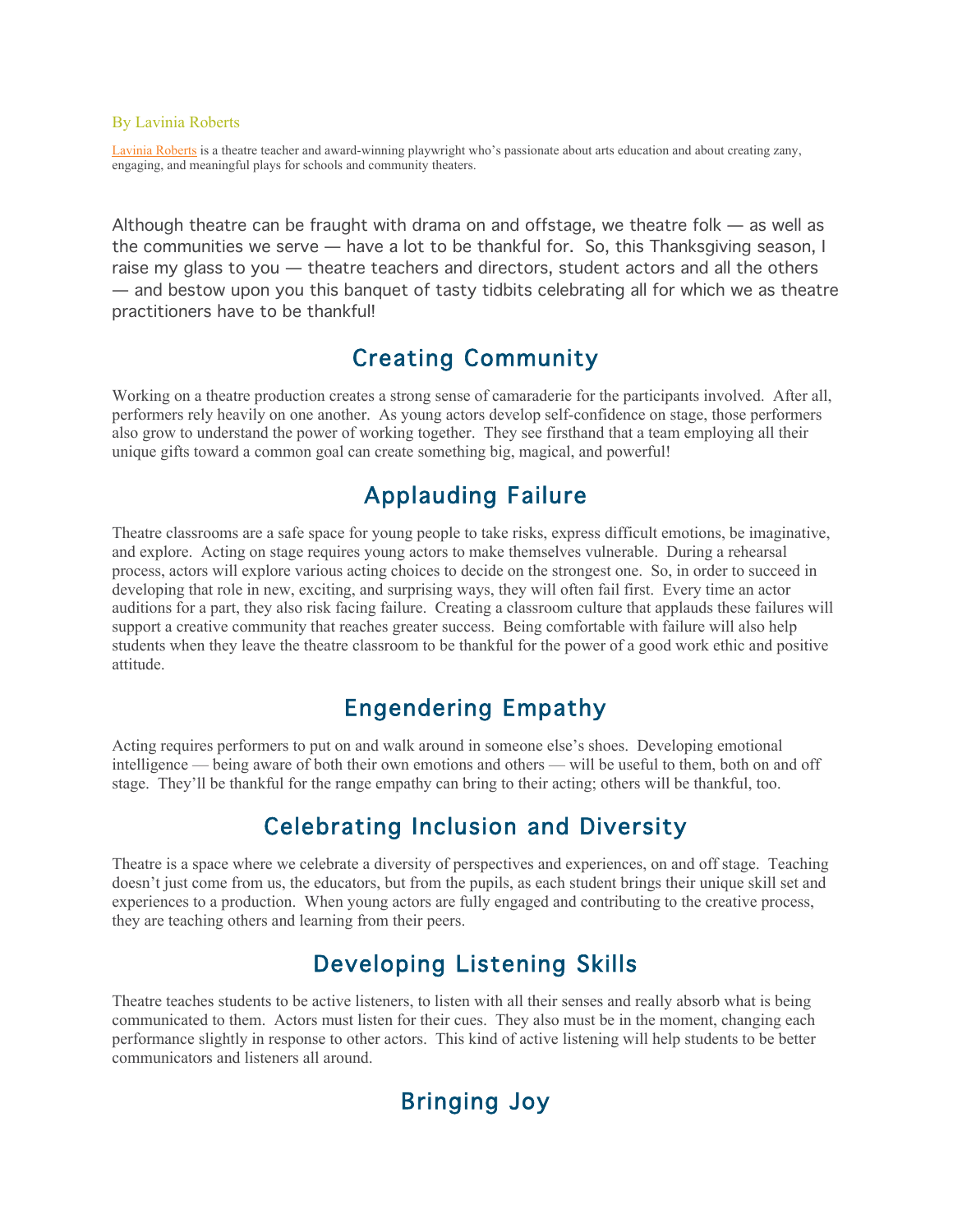By Lavinia Roberts

Lavinia Roberts is a theatre teacher and award-winning playwright who's passionate about arts education and about creating zany, engaging, and meaningful plays for schools and community theaters.

Although theatre can be fraught with drama on and offstage, we theatre folk — as well as the communities we serve — have a lot to be thankful for. So, this Thanksgiving season, I raise my glass to you — theatre teachers and directors, student actors and all the others — and bestow upon you this banquet of tasty tidbits celebrating all for which we as theatre practitioners have to be thankful!

## Creating Community

Working on a theatre production creates a strong sense of camaraderie for the participants involved. After all, performers rely heavily on one another. As young actors develop self-confidence on stage, those performers also grow to understand the power of working together. They see firsthand that a team employing all their unique gifts toward a common goal can create something big, magical, and powerful!

## Applauding Failure

Theatre classrooms are a safe space for young people to take risks, express difficult emotions, be imaginative, and explore. Acting on stage requires young actors to make themselves vulnerable. During a rehearsal process, actors will explore various acting choices to decide on the strongest one. So, in order to succeed in developing that role in new, exciting, and surprising ways, they will often fail first. Every time an actor auditions for a part, they also risk facing failure. Creating a classroom culture that applauds these failures will support a creative community that reaches greater success. Being comfortable with failure will also help students when they leave the theatre classroom to be thankful for the power of a good work ethic and positive attitude.

## Engendering Empathy

Acting requires performers to put on and walk around in someone else's shoes. Developing emotional intelligence — being aware of both their own emotions and others — will be useful to them, both on and off stage. They'll be thankful for the range empathy can bring to their acting; others will be thankful, too.

## Celebrating Inclusion and Diversity

Theatre is a space where we celebrate a diversity of perspectives and experiences, on and off stage. Teaching doesn't just come from us, the educators, but from the pupils, as each student brings their unique skill set and experiences to a production. When young actors are fully engaged and contributing to the creative process, they are teaching others and learning from their peers.

## Developing Listening Skills

Theatre teaches students to be active listeners, to listen with all their senses and really absorb what is being communicated to them. Actors must listen for their cues. They also must be in the moment, changing each performance slightly in response to other actors. This kind of active listening will help students to be better communicators and listeners all around.

## Bringing Joy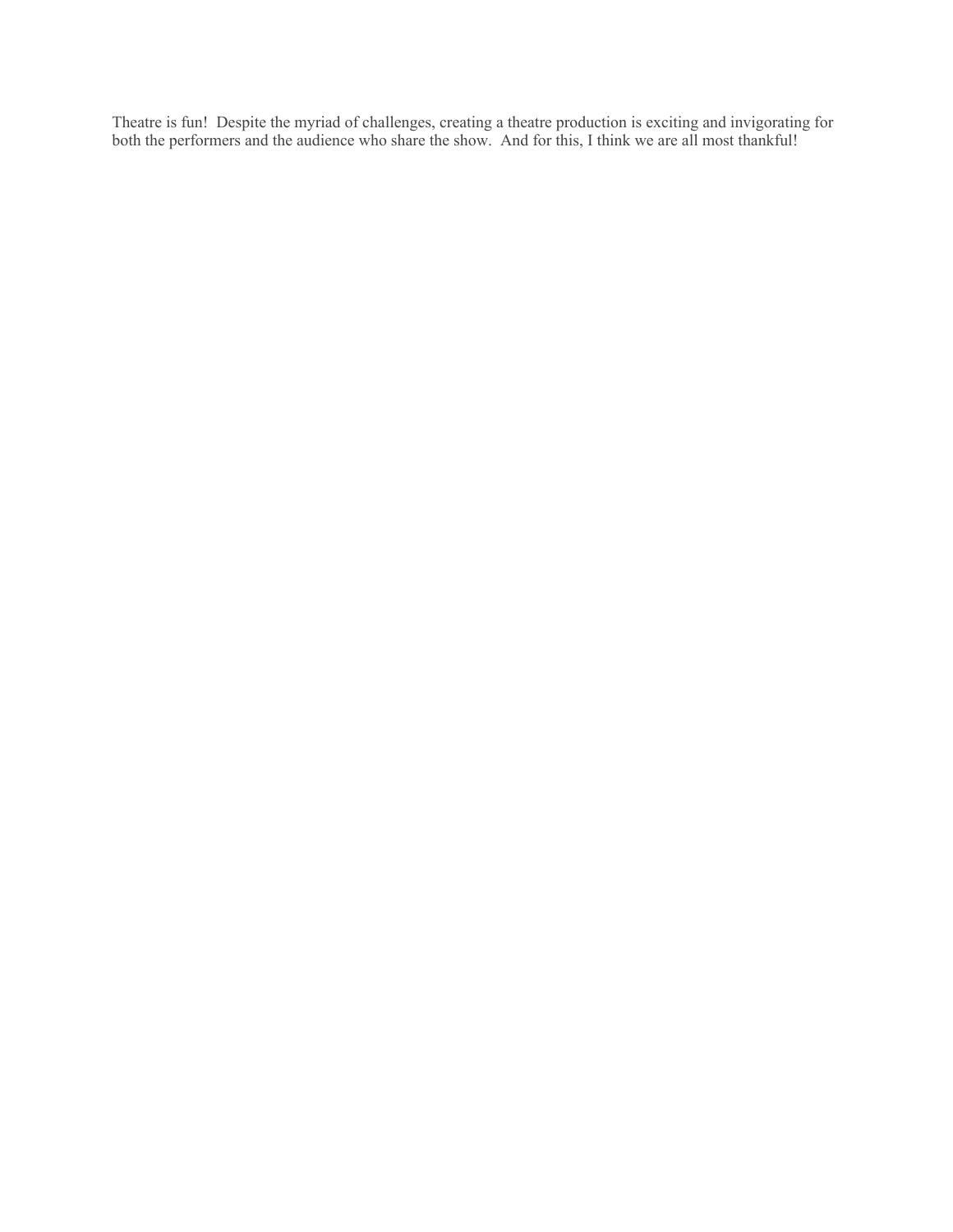Theatre is fun!  Despite the myriad of challenges, creating a theatre production is exciting and invigorating for both the performers and the audience who share the show.  And for this, I think we are all most thankful!